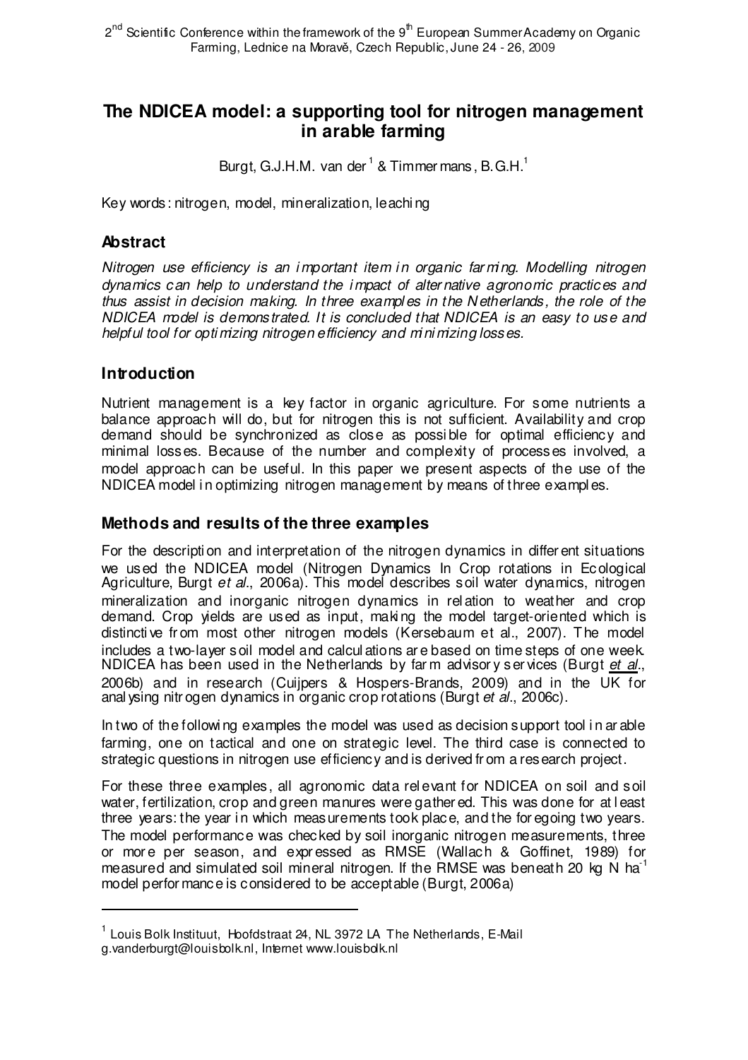# The NDICEA model: a supporting tool for nitrogen management in arable farming

Burgt, G.J.H.M. van der[1] & Timmermans, B.G.H.[1]

Key words: nitrogen, model, mineralization, leaching

## Abstract

*Nitrogen use efficiency is an important item in organic farming. Modelling nitrogen dynamics can help to understand the impact of alternative agronomic practices and thus assist in decision making. In three examples in the Netherlands, the role of the NDICEA model is demonstrated. It is concluded that NDICEA is an easy to use and helpful tool for optimizing nitrogen efficiency and minimizing losses.*

## Introduction

Nutrient management is a key factor in organic agriculture. For some nutrients a balance approach will do, but for nitrogen this is not sufficient. Availability and crop demand should be synchronized as close as possible for optimal efficiency and minimal losses. Because of the number and complexity of processes involved, a model approach can be useful. In this paper we present aspects of the use of the NDICEA model in optimizing nitrogen management by means of three examples.

## Methods and results of the three examples

For the description and interpretation of the nitrogen dynamics in different situations we used the NDICEA model (Nitrogen Dynamics In Crop rotations in Ecological Agriculture, Burgt *et al*., 2006a). This model describes soil water dynamics, nitrogen mineralization and inorganic nitrogen dynamics in relation to weather and crop demand. Crop yields are used as input, making the model target-oriented which is distinctive from most other nitrogen models (Kersebaum et al., 2007). The model includes a two-layer soil model and calculations are based on time steps of one week. NDICEA has been used in the Netherlands by farm advisory services (Burgt *et al*., 2006b) and in research (Cuijpers & Hospers-Brands, 2009) and in the UK for analysing nitrogen dynamics in organic crop rotations (Burgt *et al*., 2006c).

In two of the following examples the model was used as decision support tool in arable farming, one on tactical and one on strategic level. The third case is connected to strategic questions in nitrogen use efficiency and is derived from a research project.

For these three examples, all agronomic data relevant for NDICEA on soil and soil water, fertilization, crop and green manures were gathered. This was done for at least three years: the year in which measurements took place, and the foregoing two years. The model performance was checked by soil inorganic nitrogen measurements, three or more per season, and expressed as RMSE (Wallach & Goffinet, 1989) for measured and simulated soil mineral nitrogen. If the RMSE was beneath 20 kg N $ha^{-1}$ model performance is considered to be acceptable (Burgt, 2006a)

[1] Louis Bolk Instituut, Hoofdstraat 24, NL 3972 LA The Netherlands, E-Mail g.vanderburgt@louisbolk.nl, Internet www.louisbolk.nl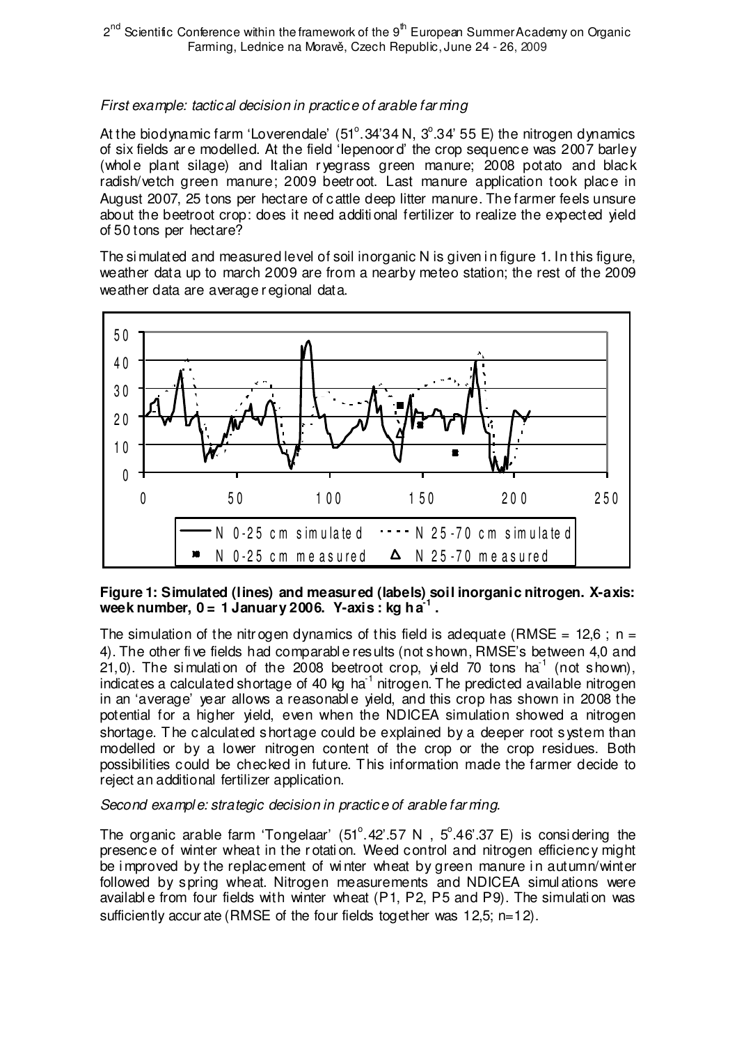*First example: tactical decision in practice of arable farming*

At the biodynamic farm 'Loverendale' (51°.34'34 N, 3°.34' 55 E) the nitrogen dynamics of six fields are modelled. At the field 'Iepenoord' the crop sequence was 2007 barley (whole plant silage) and Italian ryegrass green manure; 2008 potato and black radish/vetch green manure; 2009 beetroot. Last manure application took place in August 2007, 25 tons per hectare of cattle deep litter manure. The farmer feels unsure about the beetroot crop: does it need additional fertilizer to realize the expected yield of 50 tons per hectare?

The simulated and measured level of soil inorganic N is given in figure 1. In this figure, weather data up to march 2009 are from a nearby meteo station; the rest of the 2009 weather data are average regional data.

**Figure 1: Simulated (lines) and measured (labels) soil inorganic nitrogen. X-axis: week number, 0 = 1 January 2006. Y-axis : kg ha$^{-1}$ .**

The simulation of the nitrogen dynamics of this field is adequate (RMSE = 12,6 ; n = 4). The other five fields had comparable results (not shown, RMSE's between 4,0 and 21,0). The simulation of the 2008 beetroot crop, yield 70 tons ha$^{-1}$ (not shown), indicates a calculated shortage of 40 kg ha$^{-1}$ nitrogen. The predicted available nitrogen in an 'average' year allows a reasonable yield, and this crop has shown in 2008 the potential for a higher yield, even when the NDICEA simulation showed a nitrogen shortage. The calculated shortage could be explained by a deeper root system than modelled or by a lower nitrogen content of the crop or the crop residues. Both possibilities could be checked in future. This information made the farmer decide to reject an additional fertilizer application.

*Second example: strategic decision in practice of arable farming.*

The organic arable farm 'Tongelaar' (51°.42'.57 N , 5°.46'.37 E) is considering the presence of winter wheat in the rotation. Weed control and nitrogen efficiency might be improved by the replacement of winter wheat by green manure in autumn/winter followed by spring wheat. Nitrogen measurements and NDICEA simulations were available from four fields with winter wheat (P1, P2, P5 and P9). The simulation was sufficiently accurate (RMSE of the four fields together was 12,5; n=12).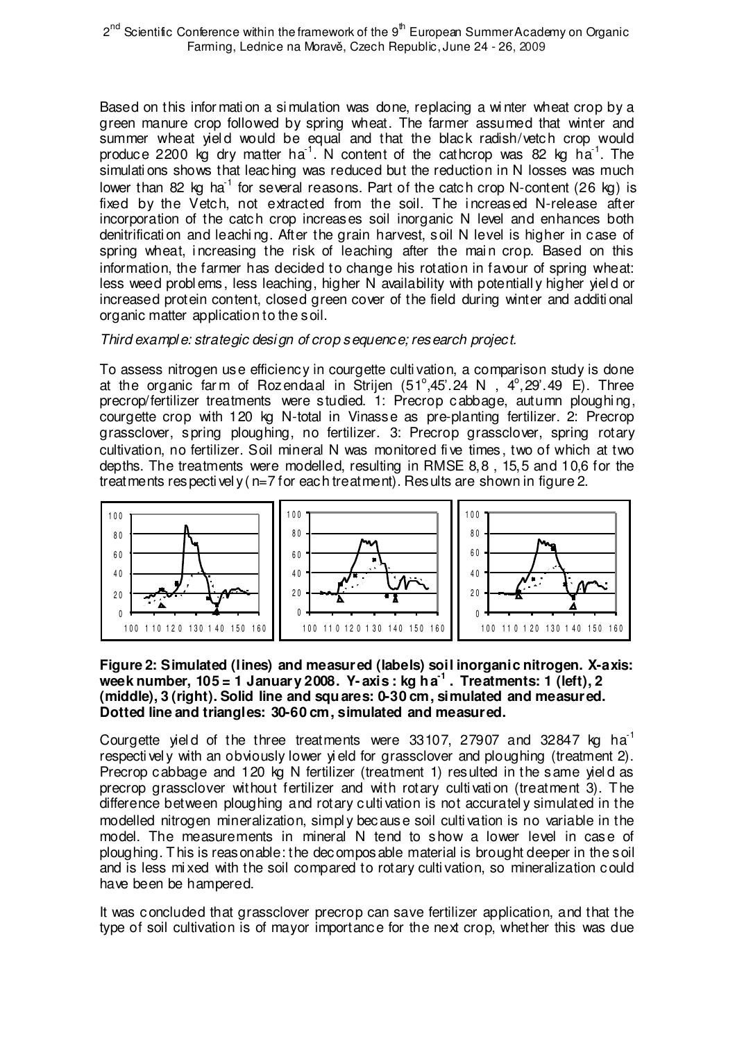Based on this information a simulation was done, replacing a winter wheat crop by a green manure crop followed by spring wheat. The farmer assumed that winter and summer wheat yield would be equal and that the black radish/vetch crop would produce 2200 kg dry matter ha$^{-1}$. N content of the cathcrop was 82 kg ha$^{-1}$. The simulations shows that leaching was reduced but the reduction in N losses was much lower than 82 kg ha$^{-1}$ for several reasons. Part of the catch crop N-content (26 kg) is fixed by the Vetch, not extracted from the soil. The increased N-release after incorporation of the catch crop increases soil inorganic N level and enhances both denitrification and leaching. After the grain harvest, soil N level is higher in case of spring wheat, increasing the risk of leaching after the main crop. Based on this information, the farmer has decided to change his rotation in favour of spring wheat: less weed problems, less leaching, higher N availability with potentially higher yield or increased protein content, closed green cover of the field during winter and additional organic matter application to the soil.

*Third example: strategic design of crop sequence; research project.*

To assess nitrogen use efficiency in courgette cultivation, a comparison study is done at the organic farm of Rozendaal in Strijen (51°,45'.24 N , 4°,29'.49 E). Three precrop/fertilizer treatments were studied. 1: Precrop cabbage, autumn ploughing, courgette crop with 120 kg N-total in Vinasse as pre-planting fertilizer. 2: Precrop grassclover, spring ploughing, no fertilizer. 3: Precrop grassclover, spring rotary cultivation, no fertilizer. Soil mineral N was monitored five times, two of which at two depths. The treatments were modelled, resulting in RMSE 8,8 , 15,5 and 10,6 for the treatments respectively (n=7 for each treatment). Results are shown in figure 2.

**Figure 2: Simulated (lines) and measured (labels) soil inorganic nitrogen. X-axis: week number, 105 = 1 January 2008. Y-axis : kg ha$^{-1}$ . Treatments: 1 (left), 2 (middle), 3 (right). Solid line and squares: 0-30 cm, simulated and measured. Dotted line and triangles: 30-60 cm, simulated and measured.**

Courgette yield of the three treatments were 33107, 27907 and 32847 kg ha$^{-1}$ respectively with an obviously lower yield for grassclover and ploughing (treatment 2). Precrop cabbage and 120 kg N fertilizer (treatment 1) resulted in the same yield as precrop grassclover without fertilizer and with rotary cultivation (treatment 3). The difference between ploughing and rotary cultivation is not accurately simulated in the modelled nitrogen mineralization, simply because soil cultivation is no variable in the model. The measurements in mineral N tend to show a lower level in case of ploughing. This is reasonable: the decomposable material is brought deeper in the soil and is less mixed with the soil compared to rotary cultivation, so mineralization could have been be hampered.

It was concluded that grassclover precrop can save fertilizer application, and that the type of soil cultivation is of mayor importance for the next crop, whether this was due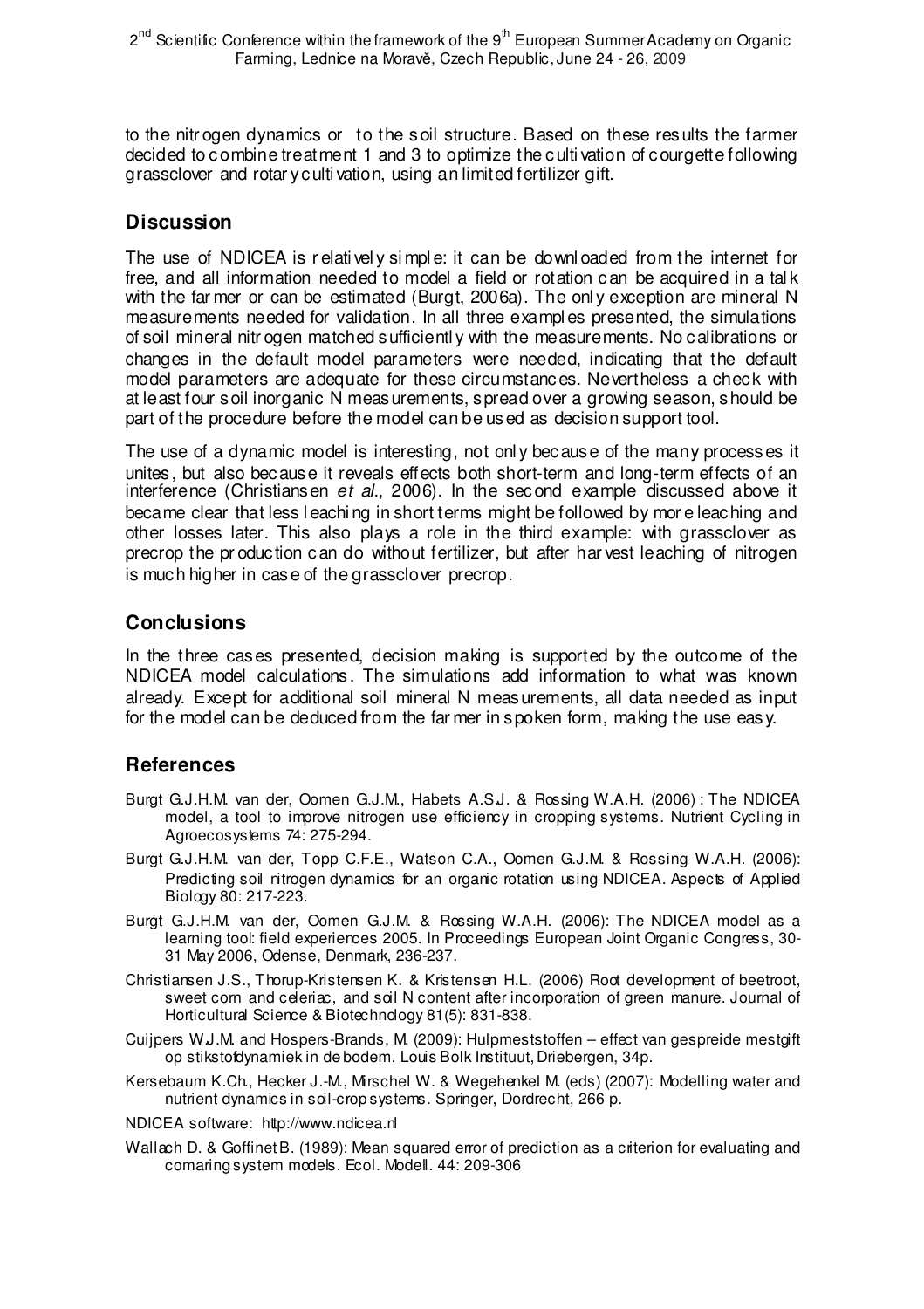to the nitrogen dynamics or to the soil structure. Based on these results the farmer decided to combine treatment 1 and 3 to optimize the cultivation of courgette following grassclover and rotary cultivation, using an limited fertilizer gift.

## Discussion

The use of NDICEA is relatively simple: it can be downloaded from the internet for free, and all information needed to model a field or rotation can be acquired in a talk with the farmer or can be estimated (Burgt, 2006a). The only exception are mineral N measurements needed for validation. In all three examples presented, the simulations of soil mineral nitrogen matched sufficiently with the measurements. No calibrations or changes in the default model parameters were needed, indicating that the default model parameters are adequate for these circumstances. Nevertheless a check with at least four soil inorganic N measurements, spread over a growing season, should be part of the procedure before the model can be used as decision support tool.

The use of a dynamic model is interesting, not only because of the many processes it unites, but also because it reveals effects both short-term and long-term effects of an interference (Christiansen *et al*., 2006). In the second example discussed above it became clear that less leaching in short terms might be followed by more leaching and other losses later. This also plays a role in the third example: with grassclover as precrop the production can do without fertilizer, but after harvest leaching of nitrogen is much higher in case of the grassclover precrop.

## Conclusions

In the three cases presented, decision making is supported by the outcome of the NDICEA model calculations. The simulations add information to what was known already. Except for additional soil mineral N measurements, all data needed as input for the model can be deduced from the farmer in spoken form, making the use easy.

## References

Burgt G.J.H.M. van der, Oomen G.J.M., Habets A.S.J. & Rossing W.A.H. (2006) : The NDICEA model, a tool to improve nitrogen use efficiency in cropping systems. Nutrient Cycling in Agroecosystems 74: 275-294.

Burgt G.J.H.M. van der, Topp C.F.E., Watson C.A., Oomen G.J.M. & Rossing W.A.H. (2006): Predicting soil nitrogen dynamics for an organic rotation using NDICEA. Aspects of Applied Biology 80: 217-223.

Burgt G.J.H.M. van der, Oomen G.J.M. & Rossing W.A.H. (2006): The NDICEA model as a learning tool: field experiences 2005. In Proceedings European Joint Organic Congress, 30-31 May 2006, Odense, Denmark, 236-237.

Christiansen J.S., Thorup-Kristensen K. & Kristensen H.L. (2006) Root development of beetroot, sweet corn and celeriac, and soil N content after incorporation of green manure. Journal of Horticultural Science & Biotechnology 81(5): 831-838.

Cuijpers W.J.M. and Hospers-Brands, M. (2009): Hulpmeststoffen – effect van gespreide mestgift op stikstofdynamiek in de bodem. Louis Bolk Instituut, Driebergen, 34p.

Kersebaum K.Ch., Hecker J.-M., Mirschel W. & Wegehenkel M. (eds) (2007): Modelling water and nutrient dynamics in soil-crop systems. Springer, Dordrecht, 266 p.

NDICEA software: http://www.ndicea.nl

Wallach D. & Goffinet B. (1989): Mean squared error of prediction as a criterion for evaluating and comaring system models. Ecol. Modell. 44: 209-306